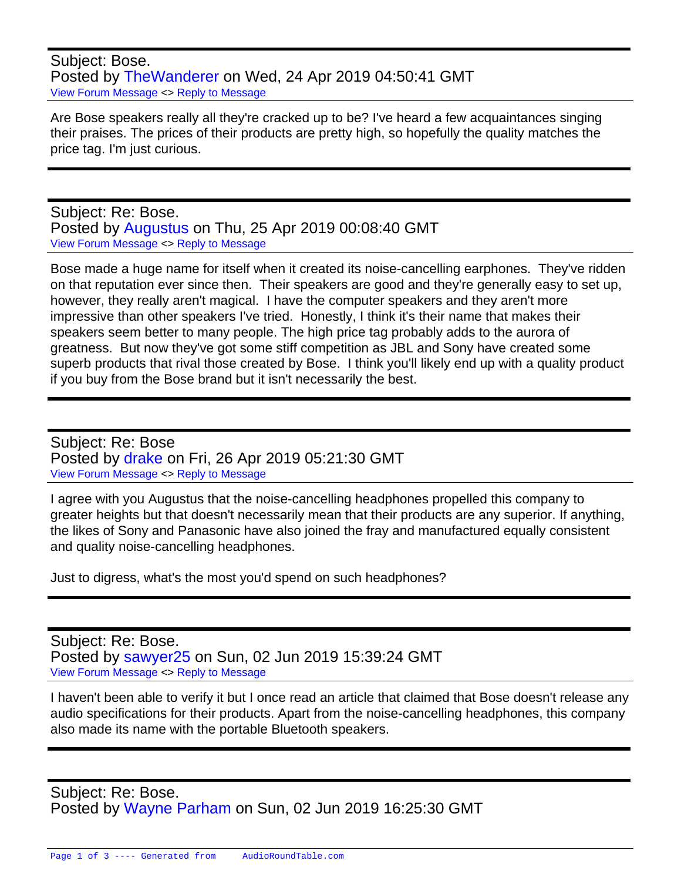Subject: Bose.
Posted by TheWanderer on Wed, 24 Apr 2019 04:50:41 GMT
View Forum Message <> Reply to Message

Are Bose speakers really all they're cracked up to be? I've heard a few acquaintances singing their praises. The prices of their products are pretty high, so hopefully the quality matches the price tag. I'm just curious.

---

Subject: Re: Bose.
Posted by Augustus on Thu, 25 Apr 2019 00:08:40 GMT
View Forum Message <> Reply to Message

Bose made a huge name for itself when it created its noise-cancelling earphones. They've ridden on that reputation ever since then. Their speakers are good and they're generally easy to set up, however, they really aren't magical. I have the computer speakers and they aren't more impressive than other speakers I've tried. Honestly, I think it's their name that makes their speakers seem better to many people. The high price tag probably adds to the aurora of greatness. But now they've got some stiff competition as JBL and Sony have created some superb products that rival those created by Bose. I think you'll likely end up with a quality product if you buy from the Bose brand but it isn't necessarily the best.

---

Subject: Re: Bose
Posted by drake on Fri, 26 Apr 2019 05:21:30 GMT
View Forum Message <> Reply to Message

I agree with you Augustus that the noise-cancelling headphones propelled this company to greater heights but that doesn't necessarily mean that their products are any superior. If anything, the likes of Sony and Panasonic have also joined the fray and manufactured equally consistent and quality noise-cancelling headphones.

Just to digress, what's the most you'd spend on such headphones?

---

Subject: Re: Bose.
Posted by sawyer25 on Sun, 02 Jun 2019 15:39:24 GMT
View Forum Message <> Reply to Message

I haven't been able to verify it but I once read an article that claimed that Bose doesn't release any audio specifications for their products. Apart from the noise-cancelling headphones, this company also made its name with the portable Bluetooth speakers.

---

Subject: Re: Bose.
Posted by Wayne Parham on Sun, 02 Jun 2019 16:25:30 GMT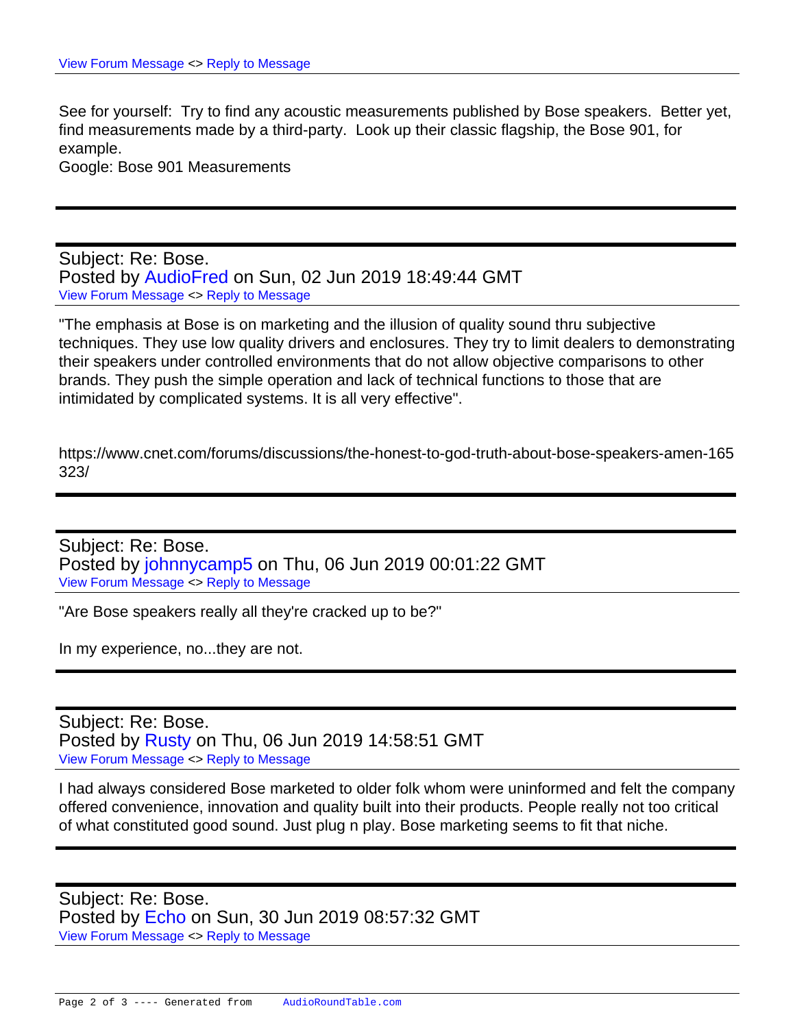View Forum Message <> Reply to Message

See for yourself: Try to find any acoustic measurements published by Bose speakers. Better yet, find measurements made by a third-party. Look up their classic flagship, the Bose 901, for example.
Google: Bose 901 Measurements

---

Subject: Re: Bose.
Posted by AudioFred on Sun, 02 Jun 2019 18:49:44 GMT
View Forum Message <> Reply to Message

"The emphasis at Bose is on marketing and the illusion of quality sound thru subjective techniques. They use low quality drivers and enclosures. They try to limit dealers to demonstrating their speakers under controlled environments that do not allow objective comparisons to other brands. They push the simple operation and lack of technical functions to those that are intimidated by complicated systems. It is all very effective".

https://www.cnet.com/forums/discussions/the-honest-to-god-truth-about-bose-speakers-amen-165323/

---

Subject: Re: Bose.
Posted by johnnycamp5 on Thu, 06 Jun 2019 00:01:22 GMT
View Forum Message <> Reply to Message

"Are Bose speakers really all they're cracked up to be?"

In my experience, no...they are not.

---

Subject: Re: Bose.
Posted by Rusty on Thu, 06 Jun 2019 14:58:51 GMT
View Forum Message <> Reply to Message

I had always considered Bose marketed to older folk whom were uninformed and felt the company offered convenience, innovation and quality built into their products. People really not too critical of what constituted good sound. Just plug n play. Bose marketing seems to fit that niche.

---

Subject: Re: Bose.
Posted by Echo on Sun, 30 Jun 2019 08:57:32 GMT
View Forum Message <> Reply to Message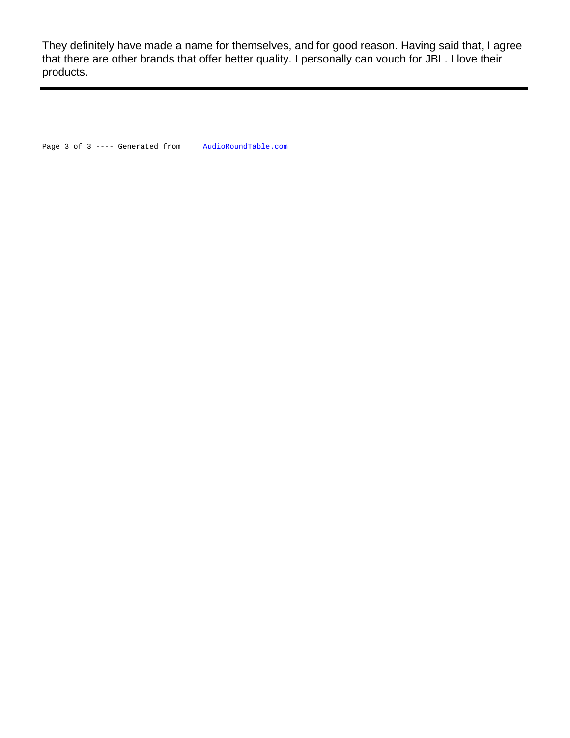They definitely have made a name for themselves, and for good reason. Having said that, I agree that there are other brands that offer better quality. I personally can vouch for JBL. I love their products.

---